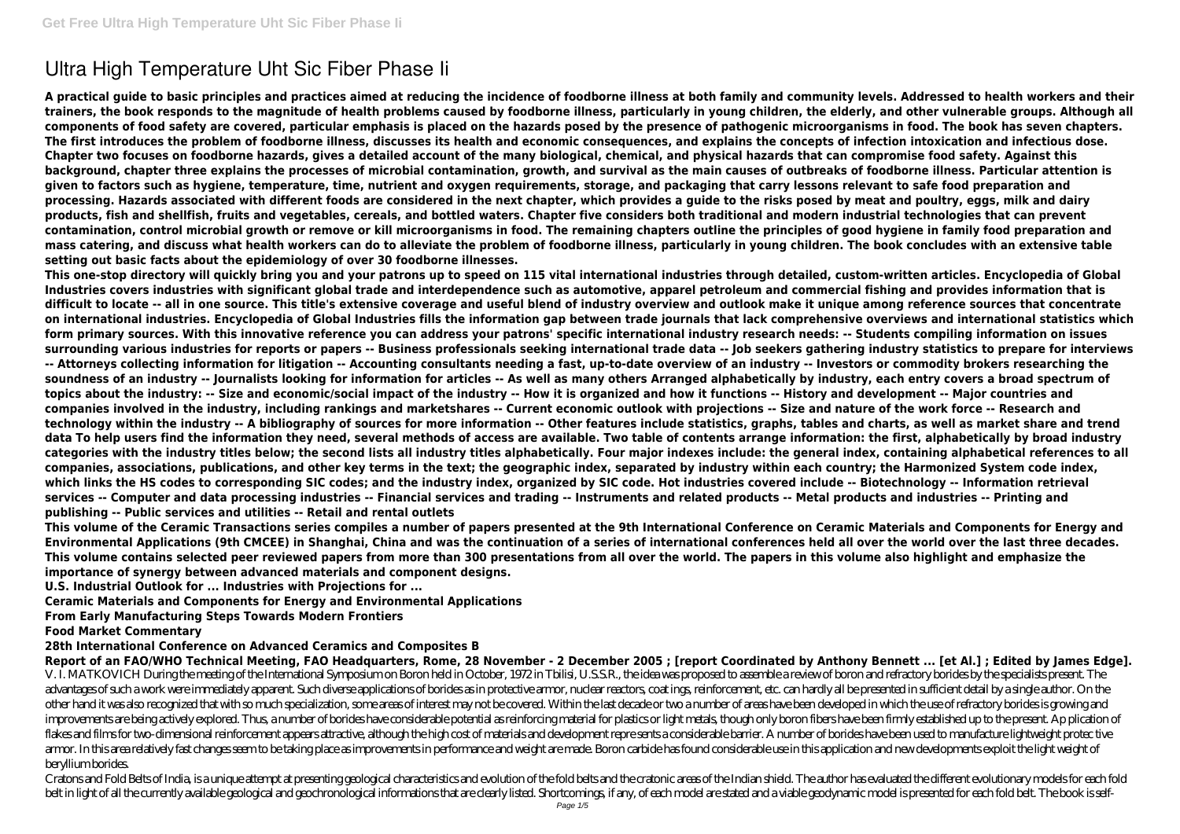# Ultra High Temperature Uht Sic Fiber Phase Ii

**A practical guide to basic principles and practices aimed at reducing the incidence of foodborne illness at both family and community levels. Addressed to health workers and their trainers, the book responds to the magnitude of health problems caused by foodborne illness, particularly in young children, the elderly, and other vulnerable groups. Although all components of food safety are covered, particular emphasis is placed on the hazards posed by the presence of pathogenic microorganisms in food. The book has seven chapters. The first introduces the problem of foodborne illness, discusses its health and economic consequences, and explains the concepts of infection intoxication and infectious dose. Chapter two focuses on foodborne hazards, gives a detailed account of the many biological, chemical, and physical hazards that can compromise food safety. Against this background, chapter three explains the processes of microbial contamination, growth, and survival as the main causes of outbreaks of foodborne illness. Particular attention is given to factors such as hygiene, temperature, time, nutrient and oxygen requirements, storage, and packaging that carry lessons relevant to safe food preparation and processing. Hazards associated with different foods are considered in the next chapter, which provides a guide to the risks posed by meat and poultry, eggs, milk and dairy products, fish and shellfish, fruits and vegetables, cereals, and bottled waters. Chapter five considers both traditional and modern industrial technologies that can prevent contamination, control microbial growth or remove or kill microorganisms in food. The remaining chapters outline the principles of good hygiene in family food preparation and mass catering, and discuss what health workers can do to alleviate the problem of foodborne illness, particularly in young children. The book concludes with an extensive table setting out basic facts about the epidemiology of over 30 foodborne illnesses.**

**This one-stop directory will quickly bring you and your patrons up to speed on 115 vital international industries through detailed, custom-written articles. Encyclopedia of Global Industries covers industries with significant global trade and interdependence such as automotive, apparel petroleum and commercial fishing and provides information that is difficult to locate -- all in one source. This title's extensive coverage and useful blend of industry overview and outlook make it unique among reference sources that concentrate on international industries. Encyclopedia of Global Industries fills the information gap between trade journals that lack comprehensive overviews and international statistics which form primary sources. With this innovative reference you can address your patrons' specific international industry research needs: -- Students compiling information on issues surrounding various industries for reports or papers -- Business professionals seeking international trade data -- Job seekers gathering industry statistics to prepare for interviews -- Attorneys collecting information for litigation -- Accounting consultants needing a fast, up-to-date overview of an industry -- Investors or commodity brokers researching the soundness of an industry -- Journalists looking for information for articles -- As well as many others Arranged alphabetically by industry, each entry covers a broad spectrum of topics about the industry: -- Size and economic/social impact of the industry -- How it is organized and how it functions -- History and development -- Major countries and companies involved in the industry, including rankings and marketshares -- Current economic outlook with projections -- Size and nature of the work force -- Research and technology within the industry -- A bibliography of sources for more information -- Other features include statistics, graphs, tables and charts, as well as market share and trend data To help users find the information they need, several methods of access are available. Two table of contents arrange information: the first, alphabetically by broad industry categories with the industry titles below; the second lists all industry titles alphabetically. Four major indexes include: the general index, containing alphabetical references to all companies, associations, publications, and other key terms in the text; the geographic index, separated by industry within each country; the Harmonized System code index, which links the HS codes to corresponding SIC codes; and the industry index, organized by SIC code. Hot industries covered include -- Biotechnology -- Information retrieval services -- Computer and data processing industries -- Financial services and trading -- Instruments and related products -- Metal products and industries -- Printing and publishing -- Public services and utilities -- Retail and rental outlets**

**This volume of the Ceramic Transactions series compiles a number of papers presented at the 9th International Conference on Ceramic Materials and Components for Energy and Environmental Applications (9th CMCEE) in Shanghai, China and was the continuation of a series of international conferences held all over the world over the last three decades. This volume contains selected peer reviewed papers from more than 300 presentations from all over the world. The papers in this volume also highlight and emphasize the importance of synergy between advanced materials and component designs.**

**U.S. Industrial Outlook for ... Industries with Projections for ...**

**Ceramic Materials and Components for Energy and Environmental Applications**

**From Early Manufacturing Steps Towards Modern Frontiers**

**Food Market Commentary**

**28th International Conference on Advanced Ceramics and Composites B**

**Report of an FAO/WHO Technical Meeting, FAO Headquarters, Rome, 28 November - 2 December 2005 ; [report Coordinated by Anthony Bennett ... [et Al.] ; Edited by James Edge].**

V. I. MATKOVICH During the meeting of the International Symposium on Boron held in October, 1972 in Tbilisi, U.S.S.R., the idea was proposed to assemble a review of boron and refractory borides by the specialists present. The advantages of such a work were immediately apparent. Such diverse applications of borides as in protective armor, nuclear reactors, coat ings, reinforcement, etc. can hardly all be presented in sufficient detail by a single author. On the other hand it was also recognized that with so much specialization, some areas of interest may not be covered. Within the last decade or two a number of areas have been developed in which the use of refractory borides is growing and improvements are being actively explored. Thus, a number of borides have considerable potential as reinforcing material for plastics or light metals, though only boron fibers have been firmly established up to the present. Ap plication of flakes and films for two-dimensional reinforcement appears attractive, although the high cost of materials and development repre sents a considerable barrier. A number of borides have been used to manufacture lightweight protec tive armor. In this area relatively fast changes seem to be taking place as improvements in performance and weight are made. Boron carbide has found considerable use in this application and new developments exploit the light weight of beryllium borides.

Cratons and Fold Belts of India, is a unique attempt at presenting geological characteristics and evolution of the fold belts and the cratonic areas of the Indian shield. The author has evaluated the different evolutionary models for each fold belt in light of all the currently available geological and geochronological informations that are clearly listed. Shortcomings, if any, of each model are stated and a viable geodynamic model is presented for each fold belt. The book is self-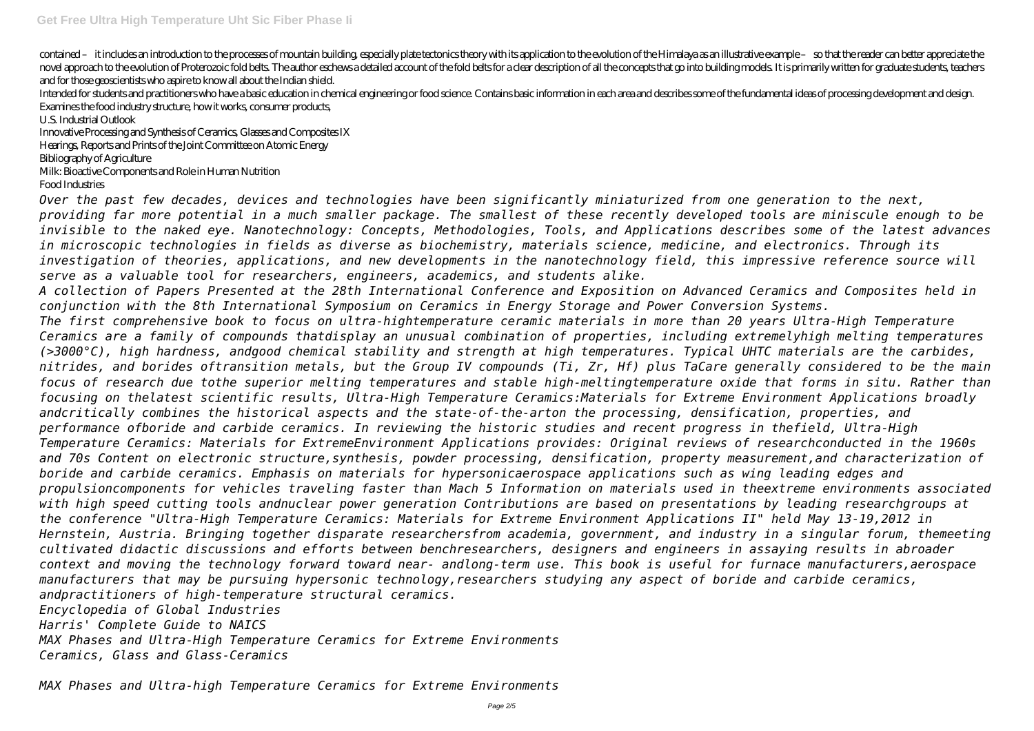contained – it includes an introduction to the processes of mountain building, especially plate tectonics theory with its application to the evolution of the Himalaya as an illustrative example – so that the reader can better appreciate the novel approach to the evolution of Proterozoic fold belts. The author eschews a detailed account of the fold belts for a clear description of all the concepts that go into building models. It is primarily written for graduate students, teachers and for those geoscientists who aspire to know all about the Indian shield.

Intended for students and practitioners who have a basic education in chemical engineering or food science. Contains basic information in each area and describes some of the fundamental ideas of processing development and design. Examines the food industry structure, how it works, consumer products,

U.S. Industrial Outlook

Innovative Processing and Synthesis of Ceramics, Glasses and Composites IX

Hearings, Reports and Prints of the Joint Committee on Atomic Energy

Bibliography of Agriculture

Milk: Bioactive Components and Role in Human Nutrition

Food Industries

*Over the past few decades, devices and technologies have been significantly miniaturized from one generation to the next, providing far more potential in a much smaller package. The smallest of these recently developed tools are miniscule enough to be invisible to the naked eye. Nanotechnology: Concepts, Methodologies, Tools, and Applications describes some of the latest advances in microscopic technologies in fields as diverse as biochemistry, materials science, medicine, and electronics. Through its investigation of theories, applications, and new developments in the nanotechnology field, this impressive reference source will serve as a valuable tool for researchers, engineers, academics, and students alike.*

*A collection of Papers Presented at the 28th International Conference and Exposition on Advanced Ceramics and Composites held in conjunction with the 8th International Symposium on Ceramics in Energy Storage and Power Conversion Systems.*

*The first comprehensive book to focus on ultra-hightemperature ceramic materials in more than 20 years Ultra-High Temperature Ceramics are a family of compounds thatdisplay an unusual combination of properties, including extremelyhigh melting temperatures (>3000°C), high hardness, andgood chemical stability and strength at high temperatures. Typical UHTC materials are the carbides, nitrides, and borides oftransition metals, but the Group IV compounds (Ti, Zr, Hf) plus TaCare generally considered to be the main focus of research due tothe superior melting temperatures and stable high-meltingtemperature oxide that forms in situ. Rather than focusing on thelatest scientific results, Ultra-High Temperature Ceramics:Materials for Extreme Environment Applications broadly andcritically combines the historical aspects and the state-of-the-arton the processing, densification, properties, and performance ofboride and carbide ceramics. In reviewing the historic studies and recent progress in thefield, Ultra-High Temperature Ceramics: Materials for ExtremeEnvironment Applications provides: Original reviews of researchconducted in the 1960s and 70s Content on electronic structure,synthesis, powder processing, densification, property measurement,and characterization of boride and carbide ceramics. Emphasis on materials for hypersonicaerospace applications such as wing leading edges and propulsioncomponents for vehicles traveling faster than Mach 5 Information on materials used in theextreme environments associated with high speed cutting tools andnuclear power generation Contributions are based on presentations by leading researchgroups at the conference "Ultra-High Temperature Ceramics: Materials for Extreme Environment Applications II" held May 13-19,2012 in Hernstein, Austria. Bringing together disparate researchersfrom academia, government, and industry in a singular forum, themeeting cultivated didactic discussions and efforts between benchresearchers, designers and engineers in assaying results in abroader context and moving the technology forward toward near- andlong-term use. This book is useful for furnace manufacturers,aerospace manufacturers that may be pursuing hypersonic technology,researchers studying any aspect of boride and carbide ceramics, andpractitioners of high-temperature structural ceramics.*

*Encyclopedia of Global Industries*

*Harris' Complete Guide to NAICS*

*MAX Phases and Ultra-High Temperature Ceramics for Extreme Environments*

*Ceramics, Glass and Glass-Ceramics*

*MAX Phases and Ultra-high Temperature Ceramics for Extreme Environments*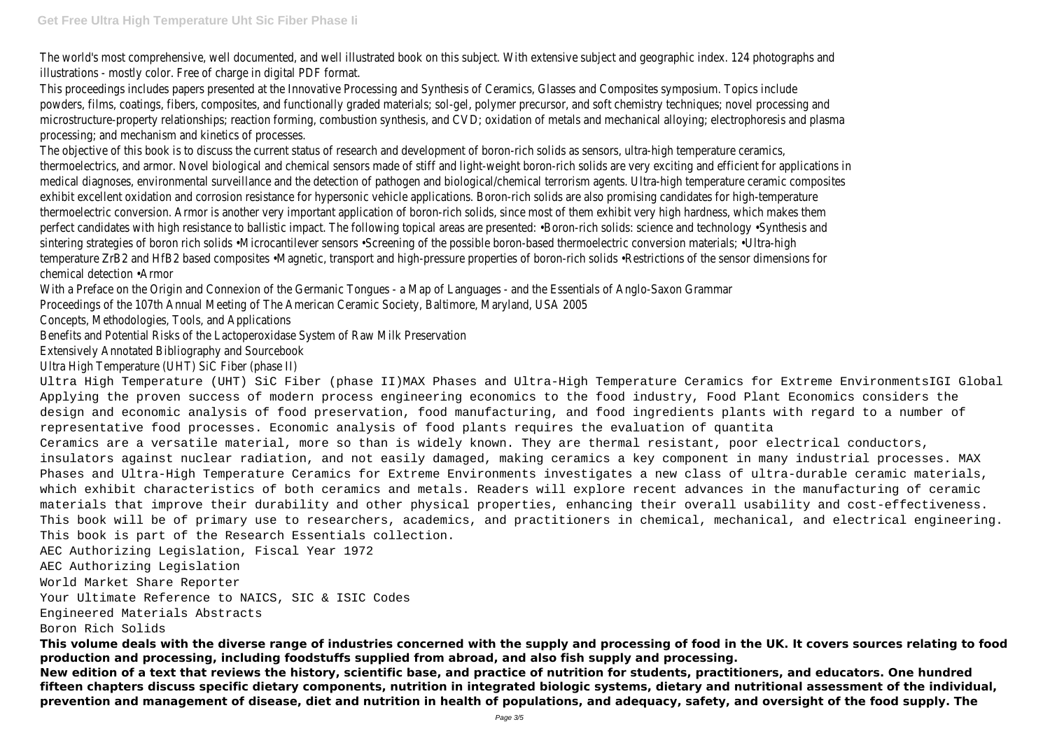The world's most comprehensive, well documented, and well illustrated book on this subject. With extensive subject and geographic index. 124 photographs and illustrations - mostly color. Free of charge in digital PDF format.

This proceedings includes papers presented at the Innovative Processing and Synthesis of Ceramics, Glasses and Composites symposium. Topics include powders, films, coatings, fibers, composites, and functionally graded materials; sol-gel, polymer precursor, and soft chemistry techniques; novel processing and microstructure-property relationships; reaction forming, combustion synthesis, and CVD; oxidation of metals and mechanical alloying; electrophoresis and plasma processing; and mechanism and kinetics of processes.

The objective of this book is to discuss the current status of research and development of boron-rich solids as sensors, ultra-high temperature ceramics, thermoelectrics, and armor. Novel biological and chemical sensors made of stiff and light-weight boron-rich solids are very exciting and efficient for applications in medical diagnoses, environmental surveillance and the detection of pathogen and biological/chemical terrorism agents. Ultra-high temperature ceramic composites exhibit excellent oxidation and corrosion resistance for hypersonic vehicle applications. Boron-rich solids are also promising candidates for high-temperature thermoelectric conversion. Armor is another very important application of boron-rich solids, since most of them exhibit very high hardness, which makes them perfect candidates with high resistance to ballistic impact. The following topical areas are presented: •Boron-rich solids: science and technology •Synthesis and sintering strategies of boron rich solids •Microcantilever sensors •Screening of the possible boron-based thermoelectric conversion materials; •Ultra-high temperature $ZrB_2$ and $HfB_2$ based composites •Magnetic, transport and high-pressure properties of boron-rich solids •Restrictions of the sensor dimensions for chemical detection •Armor

With a Preface on the Origin and Connexion of the Germanic Tongues - a Map of Languages - and the Essentials of Anglo-Saxon Grammar

Proceedings of the 107th Annual Meeting of The American Ceramic Society, Baltimore, Maryland, USA 2005

Concepts, Methodologies, Tools, and Applications

Benefits and Potential Risks of the Lactoperoxidase System of Raw Milk Preservation

Extensively Annotated Bibliography and Sourcebook

Ultra High Temperature (UHT) SiC Fiber (phase II)

Ultra High Temperature (UHT) SiC Fiber (phase II)MAX Phases and Ultra-High Temperature Ceramics for Extreme EnvironmentsIGI Global

Applying the proven success of modern process engineering economics to the food industry, Food Plant Economics considers the design and economic analysis of food preservation, food manufacturing, and food ingredients plants with regard to a number of representative food processes. Economic analysis of food plants requires the evaluation of quantita

Ceramics are a versatile material, more so than is widely known. They are thermal resistant, poor electrical conductors, insulators against nuclear radiation, and not easily damaged, making ceramics a key component in many industrial processes. MAX Phases and Ultra-High Temperature Ceramics for Extreme Environments investigates a new class of ultra-durable ceramic materials, which exhibit characteristics of both ceramics and metals. Readers will explore recent advances in the manufacturing of ceramic materials that improve their durability and other physical properties, enhancing their overall usability and cost-effectiveness. This book will be of primary use to researchers, academics, and practitioners in chemical, mechanical, and electrical engineering. This book is part of the Research Essentials collection.

AEC Authorizing Legislation, Fiscal Year 1972

AEC Authorizing Legislation

World Market Share Reporter

Your Ultimate Reference to NAICS, SIC & ISIC Codes

Engineered Materials Abstracts

Boron Rich Solids

**This volume deals with the diverse range of industries concerned with the supply and processing of food in the UK. It covers sources relating to food production and processing, including foodstuffs supplied from abroad, and also fish supply and processing.**

**New edition of a text that reviews the history, scientific base, and practice of nutrition for students, practitioners, and educators. One hundred fifteen chapters discuss specific dietary components, nutrition in integrated biologic systems, dietary and nutritional assessment of the individual, prevention and management of disease, diet and nutrition in health of populations, and adequacy, safety, and oversight of the food supply. The**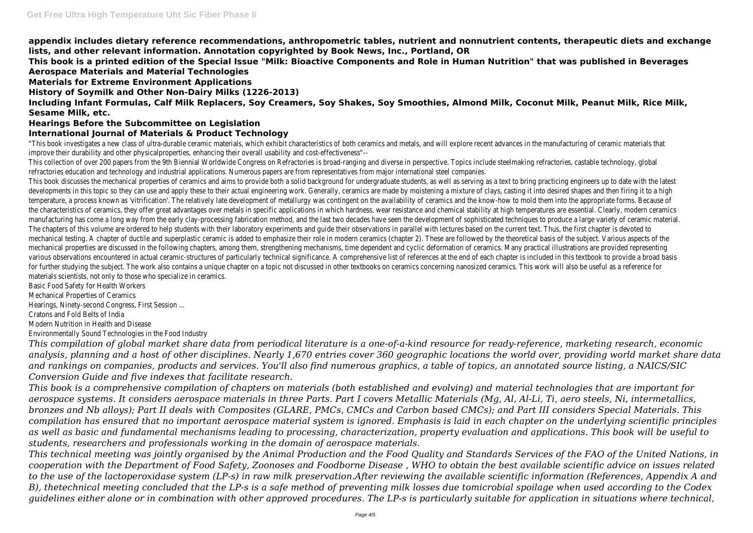**appendix includes dietary reference recommendations, anthropometric tables, nutrient and nonnutrient contents, therapeutic diets and exchange lists, and other relevant information. Annotation copyrighted by Book News, Inc., Portland, OR**

**This book is a printed edition of the Special Issue "Milk: Bioactive Components and Role in Human Nutrition" that was published in Beverages**

**Aerospace Materials and Material Technologies**

**Materials for Extreme Environment Applications**

**History of Soymilk and Other Non-Dairy Milks (1226-2013)**

**Including Infant Formulas, Calf Milk Replacers, Soy Creamers, Soy Shakes, Soy Smoothies, Almond Milk, Coconut Milk, Peanut Milk, Rice Milk, Sesame Milk, etc.**

**Hearings Before the Subcommittee on Legislation**

**International Journal of Materials & Product Technology**

"This book investigates a new class of ultra-durable ceramic materials, which exhibit characteristics of both ceramics and metals, and will explore recent advances in the manufacturing of ceramic materials that improve their durability and other physicalproperties, enhancing their overall usability and cost-effectiveness"--

This collection of over 200 papers from the 9th Biennial Worldwide Congress on Refractories is broad-ranging and diverse in perspective. Topics include steelmaking refractories, castable technology, global refractories education and technology and industrial applications. Numerous papers are from representatives from major international steel companies.

This book discusses the mechanical properties of ceramics and aims to provide both a solid background for undergraduate students, as well as serving as a text to bring practicing engineers up to date with the latest developments in this topic so they can use and apply these to their actual engineering work. Generally, ceramics are made by moistening a mixture of clays, casting it into desired shapes and then firing it to a high temperature, a process known as 'vitrification'. The relatively late development of metallurgy was contingent on the availability of ceramics and the know-how to mold them into the appropriate forms. Because of the characteristics of ceramics, they offer great advantages over metals in specific applications in which hardness, wear resistance and chemical stability at high temperatures are essential. Clearly, modern ceramics manufacturing has come a long way from the early clay-processing fabrication method, and the last two decades have seen the development of sophisticated techniques to produce a large variety of ceramic material. The chapters of this volume are ordered to help students with their laboratory experiments and guide their observations in parallel with lectures based on the current text. Thus, the first chapter is devoted to mechanical testing. A chapter of ductile and superplastic ceramic is added to emphasize their role in modern ceramics (chapter 2). These are followed by the theoretical basis of the subject. Various aspects of the mechanical properties are discussed in the following chapters, among them, strengthening mechanisms, time dependent and cyclic deformation of ceramics. Many practical illustrations are provided representing various observations encountered in actual ceramic-structures of particularly technical significance. A comprehensive list of references at the end of each chapter is included in this textbook to provide a broad basis for further studying the subject. The work also contains a unique chapter on a topic not discussed in other textbooks on ceramics concerning nanosized ceramics. This work will also be useful as a reference for materials scientists, not only to those who specialize in ceramics.

Basic Food Safety for Health Workers

Mechanical Properties of Ceramics

Hearings, Ninety-second Congress, First Session ...

Cratons and Fold Belts of India

Modern Nutrition in Health and Disease

Environmentally Sound Technologies in the Food Industry

*This compilation of global market share data from periodical literature is a one-of-a-kind resource for ready-reference, marketing research, economic analysis, planning and a host of other disciplines. Nearly 1,670 entries cover 360 geographic locations the world over, providing world market share data and rankings on companies, products and services. You'll also find numerous graphics, a table of topics, an annotated source listing, a NAICS/SIC Conversion Guide and five indexes that facilitate research.*

*This book is a comprehensive compilation of chapters on materials (both established and evolving) and material technologies that are important for aerospace systems. It considers aerospace materials in three Parts. Part I covers Metallic Materials (Mg, Al, Al-Li, Ti, aero steels, Ni, intermetallics, bronzes and Nb alloys); Part II deals with Composites (GLARE, PMCs, CMCs and Carbon based CMCs); and Part III considers Special Materials. This compilation has ensured that no important aerospace material system is ignored. Emphasis is laid in each chapter on the underlying scientific principles as well as basic and fundamental mechanisms leading to processing, characterization, property evaluation and applications. This book will be useful to students, researchers and professionals working in the domain of aerospace materials.*

*This technical meeting was jointly organised by the Animal Production and the Food Quality and Standards Services of the FAO of the United Nations, in cooperation with the Department of Food Safety, Zoonoses and Foodborne Disease , WHO to obtain the best available scientific advice on issues related to the use of the lactoperoxidase system (LP-s) in raw milk preservation.After reviewing the available scientific information (References, Appendix A and B), thetechnical meeting concluded that the LP-s is a safe method of preventing milk losses due tomicrobial spoilage when used according to the Codex guidelines either alone or in combination with other approved procedures. The LP-s is particularly suitable for application in situations where technical,*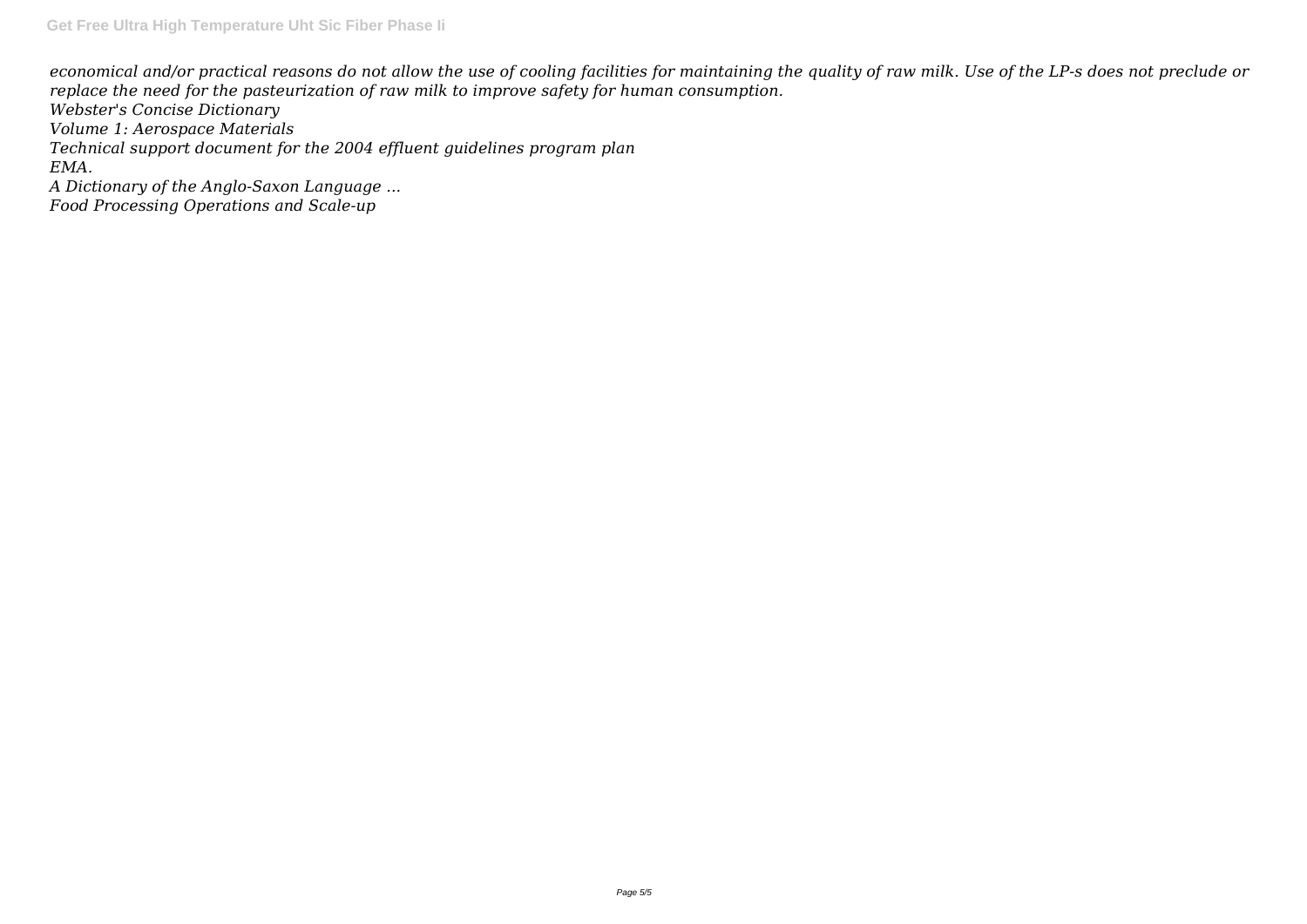*economical and/or practical reasons do not allow the use of cooling facilities for maintaining the quality of raw milk. Use of the LP-s does not preclude or replace the need for the pasteurization of raw milk to improve safety for human consumption.*
*Webster's Concise Dictionary*
*Volume 1: Aerospace Materials*
*Technical support document for the 2004 effluent guidelines program plan*
*EMA.*
*A Dictionary of the Anglo-Saxon Language ...*
*Food Processing Operations and Scale-up*